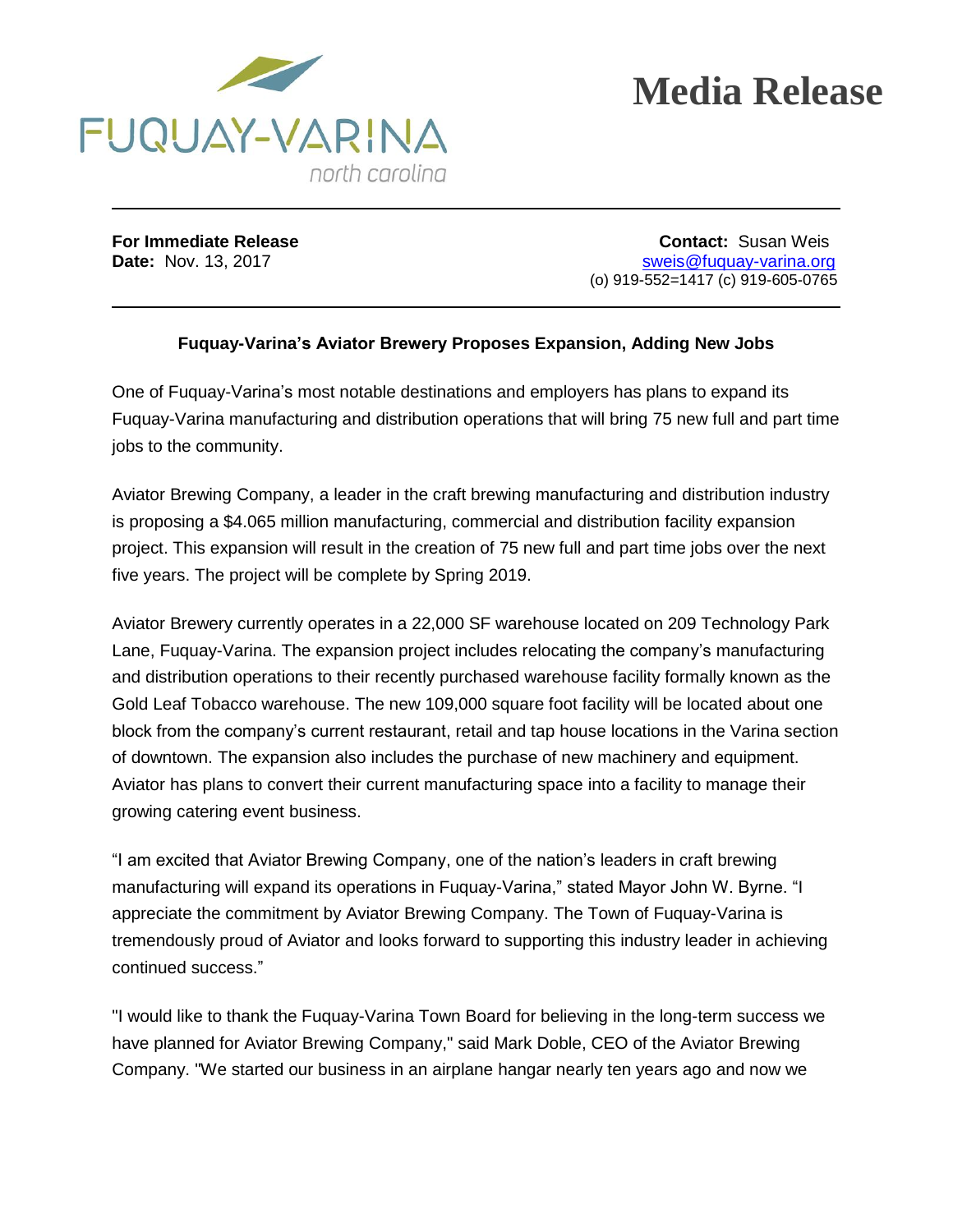FUQUAY-VARINA
north carolina

# Media Release

**For Immediate Release**
**Date:** Nov. 13, 2017

**Contact:** Susan Weis
sweis@fuquay-varina.org
(o) 919-552=1417 (c) 919-605-0765

**Fuquay-Varina's Aviator Brewery Proposes Expansion, Adding New Jobs**

One of Fuquay-Varina's most notable destinations and employers has plans to expand its Fuquay-Varina manufacturing and distribution operations that will bring 75 new full and part time jobs to the community.

Aviator Brewing Company, a leader in the craft brewing manufacturing and distribution industry is proposing a $4.065 million manufacturing, commercial and distribution facility expansion project. This expansion will result in the creation of 75 new full and part time jobs over the next five years. The project will be complete by Spring 2019.

Aviator Brewery currently operates in a 22,000 SF warehouse located on 209 Technology Park Lane, Fuquay-Varina. The expansion project includes relocating the company's manufacturing and distribution operations to their recently purchased warehouse facility formally known as the Gold Leaf Tobacco warehouse. The new 109,000 square foot facility will be located about one block from the company's current restaurant, retail and tap house locations in the Varina section of downtown. The expansion also includes the purchase of new machinery and equipment. Aviator has plans to convert their current manufacturing space into a facility to manage their growing catering event business.

"I am excited that Aviator Brewing Company, one of the nation's leaders in craft brewing manufacturing will expand its operations in Fuquay-Varina," stated Mayor John W. Byrne. "I appreciate the commitment by Aviator Brewing Company. The Town of Fuquay-Varina is tremendously proud of Aviator and looks forward to supporting this industry leader in achieving continued success."

"I would like to thank the Fuquay-Varina Town Board for believing in the long-term success we have planned for Aviator Brewing Company," said Mark Doble, CEO of the Aviator Brewing Company. "We started our business in an airplane hangar nearly ten years ago and now we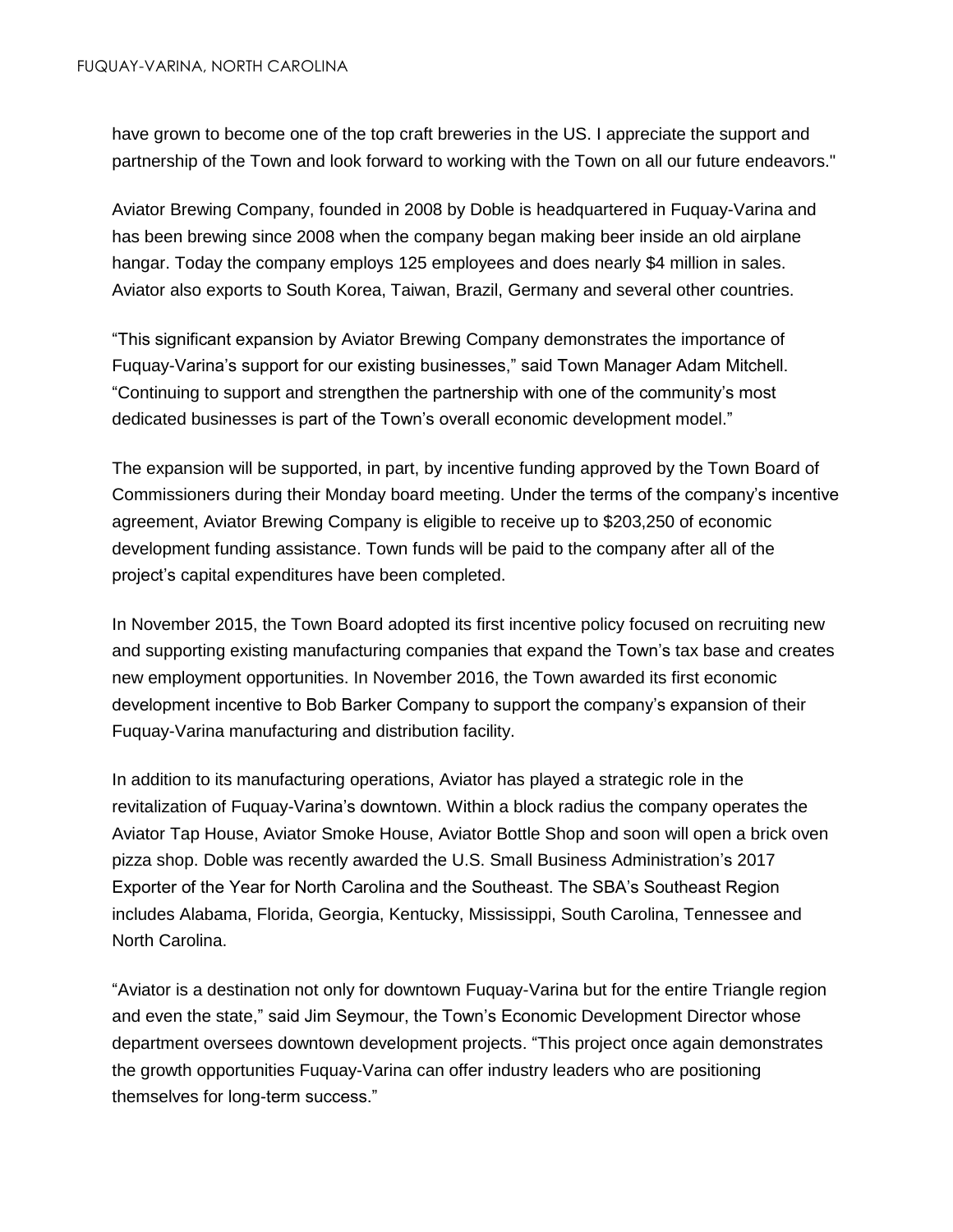have grown to become one of the top craft breweries in the US. I appreciate the support and partnership of the Town and look forward to working with the Town on all our future endeavors."

Aviator Brewing Company, founded in 2008 by Doble is headquartered in Fuquay-Varina and has been brewing since 2008 when the company began making beer inside an old airplane hangar. Today the company employs 125 employees and does nearly $4 million in sales. Aviator also exports to South Korea, Taiwan, Brazil, Germany and several other countries.

"This significant expansion by Aviator Brewing Company demonstrates the importance of Fuquay-Varina's support for our existing businesses," said Town Manager Adam Mitchell. "Continuing to support and strengthen the partnership with one of the community's most dedicated businesses is part of the Town's overall economic development model."

The expansion will be supported, in part, by incentive funding approved by the Town Board of Commissioners during their Monday board meeting. Under the terms of the company's incentive agreement, Aviator Brewing Company is eligible to receive up to $203,250 of economic development funding assistance. Town funds will be paid to the company after all of the project's capital expenditures have been completed.

In November 2015, the Town Board adopted its first incentive policy focused on recruiting new and supporting existing manufacturing companies that expand the Town's tax base and creates new employment opportunities. In November 2016, the Town awarded its first economic development incentive to Bob Barker Company to support the company's expansion of their Fuquay-Varina manufacturing and distribution facility.

In addition to its manufacturing operations, Aviator has played a strategic role in the revitalization of Fuquay-Varina's downtown. Within a block radius the company operates the Aviator Tap House, Aviator Smoke House, Aviator Bottle Shop and soon will open a brick oven pizza shop. Doble was recently awarded the U.S. Small Business Administration's 2017 Exporter of the Year for North Carolina and the Southeast. The SBA's Southeast Region includes Alabama, Florida, Georgia, Kentucky, Mississippi, South Carolina, Tennessee and North Carolina.

"Aviator is a destination not only for downtown Fuquay-Varina but for the entire Triangle region and even the state," said Jim Seymour, the Town's Economic Development Director whose department oversees downtown development projects. "This project once again demonstrates the growth opportunities Fuquay-Varina can offer industry leaders who are positioning themselves for long-term success."